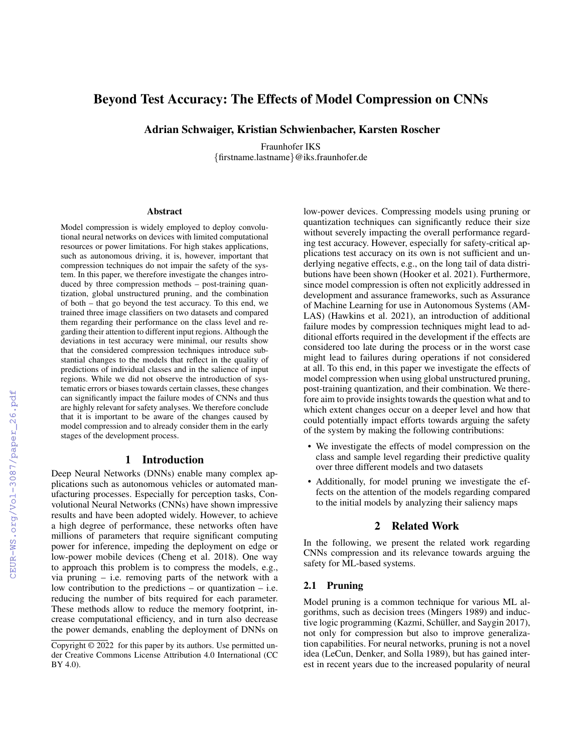# Beyond Test Accuracy: The Effects of Model Compression on CNNs

**Adrian Schwaiger, Kristian Schwienbacher, Karsten Roscher**

Fraunhofer IKS
{firstname.lastname}@iks.fraunhofer.de

## Abstract

Model compression is widely employed to deploy convolutional neural networks on devices with limited computational resources or power limitations. For high stakes applications, such as autonomous driving, it is, however, important that compression techniques do not impair the safety of the system. In this paper, we therefore investigate the changes introduced by three compression methods – post-training quantization, global unstructured pruning, and the combination of both – that go beyond the test accuracy. To this end, we trained three image classifiers on two datasets and compared them regarding their performance on the class level and regarding their attention to different input regions. Although the deviations in test accuracy were minimal, our results show that the considered compression techniques introduce substantial changes to the models that reflect in the quality of predictions of individual classes and in the salience of input regions. While we did not observe the introduction of systematic errors or biases towards certain classes, these changes can significantly impact the failure modes of CNNs and thus are highly relevant for safety analyses. We therefore conclude that it is important to be aware of the changes caused by model compression and to already consider them in the early stages of the development process.

## 1 Introduction

Deep Neural Networks (DNNs) enable many complex applications such as autonomous vehicles or automated manufacturing processes. Especially for perception tasks, Convolutional Neural Networks (CNNs) have shown impressive results and have been adopted widely. However, to achieve a high degree of performance, these networks often have millions of parameters that require significant computing power for inference, impeding the deployment on edge or low-power mobile devices (Cheng et al. 2018). One way to approach this problem is to compress the models, e.g., via pruning – i.e. removing parts of the network with a low contribution to the predictions – or quantization – i.e. reducing the number of bits required for each parameter. These methods allow to reduce the memory footprint, increase computational efficiency, and in turn also decrease the power demands, enabling the deployment of DNNs on low-power devices. Compressing models using pruning or quantization techniques can significantly reduce their size without severely impacting the overall performance regarding test accuracy. However, especially for safety-critical applications test accuracy on its own is not sufficient and underlying negative effects, e.g., on the long tail of data distributions have been shown (Hooker et al. 2021). Furthermore, since model compression is often not explicitly addressed in development and assurance frameworks, such as Assurance of Machine Learning for use in Autonomous Systems (AMLAS) (Hawkins et al. 2021), an introduction of additional failure modes by compression techniques might lead to additional efforts required in the development if the effects are considered too late during the process or in the worst case might lead to failures during operations if not considered at all. To this end, in this paper we investigate the effects of model compression when using global unstructured pruning, post-training quantization, and their combination. We therefore aim to provide insights towards the question what and to which extent changes occur on a deeper level and how that could potentially impact efforts towards arguing the safety of the system by making the following contributions:

- We investigate the effects of model compression on the class and sample level regarding their predictive quality over three different models and two datasets
- Additionally, for model pruning we investigate the effects on the attention of the models regarding compared to the initial models by analyzing their saliency maps

## 2 Related Work

In the following, we present the related work regarding CNNs compression and its relevance towards arguing the safety for ML-based systems.

### 2.1 Pruning

Model pruning is a common technique for various ML algorithms, such as decision trees (Mingers 1989) and inductive logic programming (Kazmi, Schüller, and Saygin 2017), not only for compression but also to improve generalization capabilities. For neural networks, pruning is not a novel idea (LeCun, Denker, and Solla 1989), but has gained interest in recent years due to the increased popularity of neural

Copyright © 2022 for this paper by its authors. Use permitted under Creative Commons License Attribution 4.0 International (CC BY 4.0).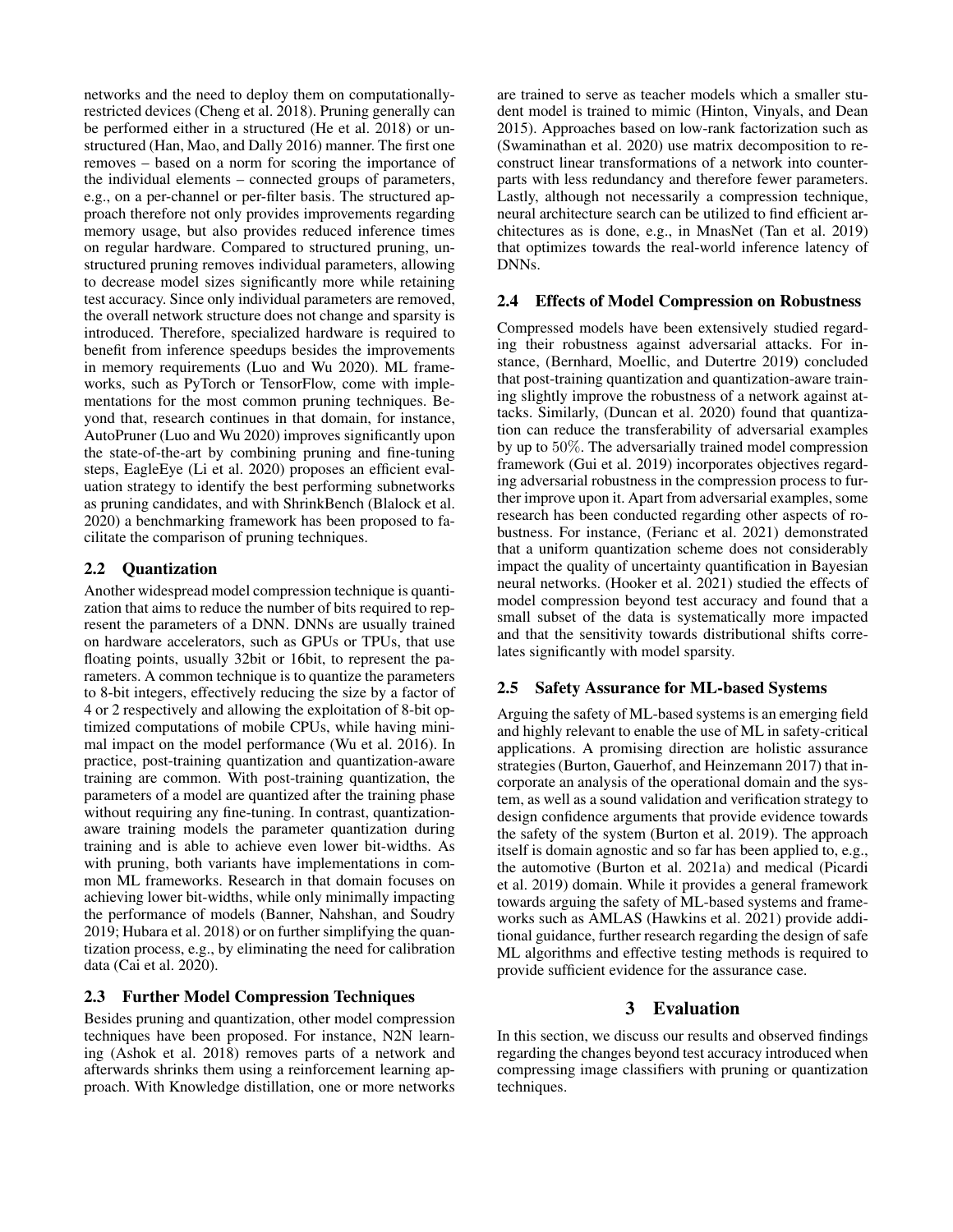networks and the need to deploy them on computationally-restricted devices (Cheng et al. 2018). Pruning generally can be performed either in a structured (He et al. 2018) or unstructured (Han, Mao, and Dally 2016) manner. The first one removes – based on a norm for scoring the importance of the individual elements – connected groups of parameters, e.g., on a per-channel or per-filter basis. The structured approach therefore not only provides improvements regarding memory usage, but also provides reduced inference times on regular hardware. Compared to structured pruning, unstructured pruning removes individual parameters, allowing to decrease model sizes significantly more while retaining test accuracy. Since only individual parameters are removed, the overall network structure does not change and sparsity is introduced. Therefore, specialized hardware is required to benefit from inference speedups besides the improvements in memory requirements (Luo and Wu 2020). ML frameworks, such as PyTorch or TensorFlow, come with implementations for the most common pruning techniques. Beyond that, research continues in that domain, for instance, AutoPruner (Luo and Wu 2020) improves significantly upon the state-of-the-art by combining pruning and fine-tuning steps, EagleEye (Li et al. 2020) proposes an efficient evaluation strategy to identify the best performing subnetworks as pruning candidates, and with ShrinkBench (Blalock et al. 2020) a benchmarking framework has been proposed to facilitate the comparison of pruning techniques.

## 2.2 Quantization

Another widespread model compression technique is quantization that aims to reduce the number of bits required to represent the parameters of a DNN. DNNs are usually trained on hardware accelerators, such as GPUs or TPUs, that use floating points, usually 32bit or 16bit, to represent the parameters. A common technique is to quantize the parameters to 8-bit integers, effectively reducing the size by a factor of 4 or 2 respectively and allowing the exploitation of 8-bit optimized computations of mobile CPUs, while having minimal impact on the model performance (Wu et al. 2016). In practice, post-training quantization and quantization-aware training are common. With post-training quantization, the parameters of a model are quantized after the training phase without requiring any fine-tuning. In contrast, quantization-aware training models the parameter quantization during training and is able to achieve even lower bit-widths. As with pruning, both variants have implementations in common ML frameworks. Research in that domain focuses on achieving lower bit-widths, while only minimally impacting the performance of models (Banner, Nahshan, and Soudry 2019; Hubara et al. 2018) or on further simplifying the quantization process, e.g., by eliminating the need for calibration data (Cai et al. 2020).

## 2.3 Further Model Compression Techniques

Besides pruning and quantization, other model compression techniques have been proposed. For instance, N2N learning (Ashok et al. 2018) removes parts of a network and afterwards shrinks them using a reinforcement learning approach. With Knowledge distillation, one or more networks are trained to serve as teacher models which a smaller student model is trained to mimic (Hinton, Vinyals, and Dean 2015). Approaches based on low-rank factorization such as (Swaminathan et al. 2020) use matrix decomposition to reconstruct linear transformations of a network into counterparts with less redundancy and therefore fewer parameters. Lastly, although not necessarily a compression technique, neural architecture search can be utilized to find efficient architectures as is done, e.g., in MnasNet (Tan et al. 2019) that optimizes towards the real-world inference latency of DNNs.

## 2.4 Effects of Model Compression on Robustness

Compressed models have been extensively studied regarding their robustness against adversarial attacks. For instance, (Bernhard, Moellic, and Dutertre 2019) concluded that post-training quantization and quantization-aware training slightly improve the robustness of a network against attacks. Similarly, (Duncan et al. 2020) found that quantization can reduce the transferability of adversarial examples by up to $50\%$. The adversarially trained model compression framework (Gui et al. 2019) incorporates objectives regarding adversarial robustness in the compression process to further improve upon it. Apart from adversarial examples, some research has been conducted regarding other aspects of robustness. For instance, (Ferianc et al. 2021) demonstrated that a uniform quantization scheme does not considerably impact the quality of uncertainty quantification in Bayesian neural networks. (Hooker et al. 2021) studied the effects of model compression beyond test accuracy and found that a small subset of the data is systematically more impacted and that the sensitivity towards distributional shifts correlates significantly with model sparsity.

## 2.5 Safety Assurance for ML-based Systems

Arguing the safety of ML-based systems is an emerging field and highly relevant to enable the use of ML in safety-critical applications. A promising direction are holistic assurance strategies (Burton, Gauerhof, and Heinzemann 2017) that incorporate an analysis of the operational domain and the system, as well as a sound validation and verification strategy to design confidence arguments that provide evidence towards the safety of the system (Burton et al. 2019). The approach itself is domain agnostic and so far has been applied to, e.g., the automotive (Burton et al. 2021a) and medical (Picardi et al. 2019) domain. While it provides a general framework towards arguing the safety of ML-based systems and frameworks such as AMLAS (Hawkins et al. 2021) provide additional guidance, further research regarding the design of safe ML algorithms and effective testing methods is required to provide sufficient evidence for the assurance case.

# 3 Evaluation

In this section, we discuss our results and observed findings regarding the changes beyond test accuracy introduced when compressing image classifiers with pruning or quantization techniques.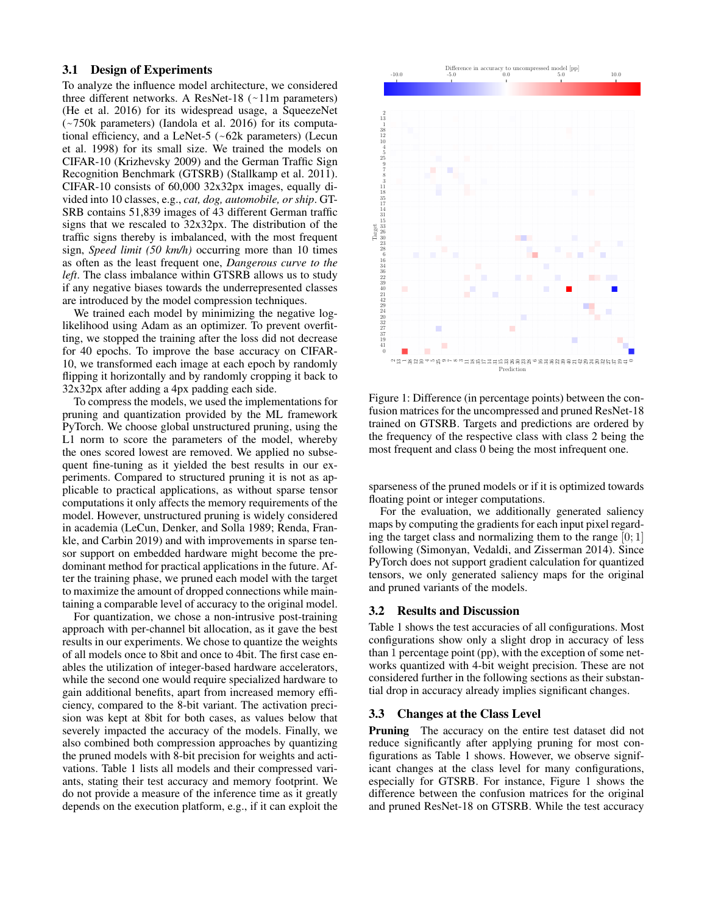### 3.1 Design of Experiments

To analyze the influence model architecture, we considered three different networks. A ResNet-18 (~11m parameters) (He et al. 2016) for its widespread usage, a SqueezeNet (~750k parameters) (Iandola et al. 2016) for its computational efficiency, and a LeNet-5 (~62k parameters) (Lecun et al. 1998) for its small size. We trained the models on CIFAR-10 (Krizhevsky 2009) and the German Traffic Sign Recognition Benchmark (GTSRB) (Stallkamp et al. 2011). CIFAR-10 consists of 60,000 32x32px images, equally divided into 10 classes, e.g., *cat, dog, automobile, or ship*. GTSRB contains 51,839 images of 43 different German traffic signs that we rescaled to 32x32px. The distribution of the traffic signs thereby is imbalanced, with the most frequent sign, *Speed limit (50 km/h)* occurring more than 10 times as often as the least frequent one, *Dangerous curve to the left*. The class imbalance within GTSRB allows us to study if any negative biases towards the underrepresented classes are introduced by the model compression techniques.

We trained each model by minimizing the negative log-likelihood using Adam as an optimizer. To prevent overfitting, we stopped the training after the loss did not decrease for 40 epochs. To improve the base accuracy on CIFAR-10, we transformed each image at each epoch by randomly flipping it horizontally and by randomly cropping it back to 32x32px after adding a 4px padding each side.

To compress the models, we used the implementations for pruning and quantization provided by the ML framework PyTorch. We choose global unstructured pruning, using the L1 norm to score the parameters of the model, whereby the ones scored lowest are removed. We applied no subsequent fine-tuning as it yielded the best results in our experiments. Compared to structured pruning it is not as applicable to practical applications, as without sparse tensor computations it only affects the memory requirements of the model. However, unstructured pruning is widely considered in academia (LeCun, Denker, and Solla 1989; Renda, Frankle, and Carbin 2019) and with improvements in sparse tensor support on embedded hardware might become the predominant method for practical applications in the future. After the training phase, we pruned each model with the target to maximize the amount of dropped connections while maintaining a comparable level of accuracy to the original model.

For quantization, we chose a non-intrusive post-training approach with per-channel bit allocation, as it gave the best results in our experiments. We chose to quantize the weights of all models once to 8bit and once to 4bit. The first case enables the utilization of integer-based hardware accelerators, while the second one would require specialized hardware to gain additional benefits, apart from increased memory efficiency, compared to the 8-bit variant. The activation precision was kept at 8bit for both cases, as values below that severely impacted the accuracy of the models. Finally, we also combined both compression approaches by quantizing the pruned models with 8-bit precision for weights and activations. Table 1 lists all models and their compressed variants, stating their test accuracy and memory footprint. We do not provide a measure of the inference time as it greatly depends on the execution platform, e.g., if it can exploit the sparseness of the pruned models or if it is optimized towards floating point or integer computations.

For the evaluation, we additionally generated saliency maps by computing the gradients for each input pixel regarding the target class and normalizing them to the range $[0; 1]$ following (Simonyan, Vedaldi, and Zisserman 2014). Since PyTorch does not support gradient calculation for quantized tensors, we only generated saliency maps for the original and pruned variants of the models.

Difference in accuracy to uncompressed model [pp]
-10.0 -5.0 0.0 5.0 10.0
Target
Prediction

Figure 1: Difference (in percentage points) between the confusion matrices for the uncompressed and pruned ResNet-18 trained on GTSRB. Targets and predictions are ordered by the frequency of the respective class with class 2 being the most frequent and class 0 being the most infrequent one.

### 3.2 Results and Discussion

Table 1 shows the test accuracies of all configurations. Most configurations show only a slight drop in accuracy of less than 1 percentage point (pp), with the exception of some networks quantized with 4-bit weight precision. These are not considered further in the following sections as their substantial drop in accuracy already implies significant changes.

### 3.3 Changes at the Class Level

**Pruning** The accuracy on the entire test dataset did not reduce significantly after applying pruning for most configurations as Table 1 shows. However, we observe significant changes at the class level for many configurations, especially for GTSRB. For instance, Figure 1 shows the difference between the confusion matrices for the original and pruned ResNet-18 on GTSRB. While the test accuracy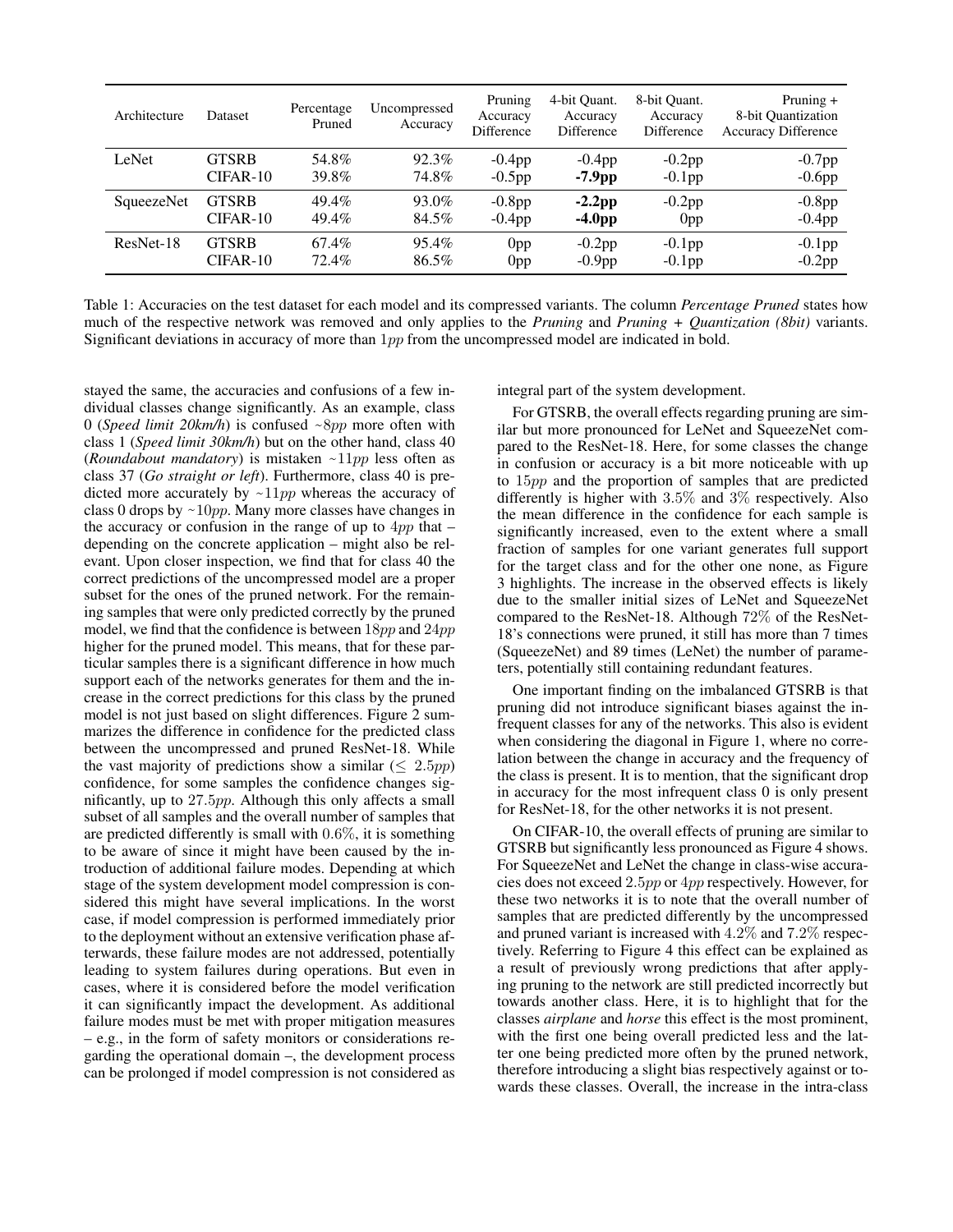| Architecture | Dataset | Percentage Pruned | Uncompressed Accuracy | Pruning Accuracy Difference | 4-bit Quant. Accuracy Difference | 8-bit Quant. Accuracy Difference | Pruning + 8-bit Quantization Accuracy Difference |
|---|---|---|---|---|---|---|---|
| LeNet | GTSRB | 54.8% | 92.3% | -0.4pp | -0.4pp | -0.2pp | -0.7pp |
| | CIFAR-10 | 39.8% | 74.8% | -0.5pp | **-7.9pp** | -0.1pp | -0.6pp |
| SqueezeNet | GTSRB | 49.4% | 93.0% | -0.8pp | **-2.2pp** | -0.2pp | -0.8pp |
| | CIFAR-10 | 49.4% | 84.5% | -0.4pp | **-4.0pp** | 0pp | -0.4pp |
| ResNet-18 | GTSRB | 67.4% | 95.4% | 0pp | -0.2pp | -0.1pp | -0.1pp |
| | CIFAR-10 | 72.4% | 86.5% | 0pp | -0.9pp | -0.1pp | -0.2pp |

Table 1: Accuracies on the test dataset for each model and its compressed variants. The column *Percentage Pruned* states how much of the respective network was removed and only applies to the *Pruning* and *Pruning + Quantization (8bit)* variants. Significant deviations in accuracy of more than $1pp$ from the uncompressed model are indicated in bold.

stayed the same, the accuracies and confusions of a few individual classes change significantly. As an example, class 0 (*Speed limit 20km/h*) is confused ~$8pp$ more often with class 1 (*Speed limit 30km/h*) but on the other hand, class 40 (*Roundabout mandatory*) is mistaken ~$11pp$ less often as class 37 (*Go straight or left*). Furthermore, class 40 is predicted more accurately by ~$11pp$ whereas the accuracy of class 0 drops by ~$10pp$. Many more classes have changes in the accuracy or confusion in the range of up to $4pp$ that – depending on the concrete application – might also be relevant. Upon closer inspection, we find that for class 40 the correct predictions of the uncompressed model are a proper subset for the ones of the pruned network. For the remaining samples that were only predicted correctly by the pruned model, we find that the confidence is between $18pp$ and $24pp$ higher for the pruned model. This means, that for these particular samples there is a significant difference in how much support each of the networks generates for them and the increase in the correct predictions for this class by the pruned model is not just based on slight differences. Figure 2 summarizes the difference in confidence for the predicted class between the uncompressed and pruned ResNet-18. While the vast majority of predictions show a similar ($\leq 2.5pp$) confidence, for some samples the confidence changes significantly, up to $27.5pp$. Although this only affects a small subset of all samples and the overall number of samples that are predicted differently is small with $0.6\%$, it is something to be aware of since it might have been caused by the introduction of additional failure modes. Depending at which stage of the system development model compression is considered this might have several implications. In the worst case, if model compression is performed immediately prior to the deployment without an extensive verification phase afterwards, these failure modes are not addressed, potentially leading to system failures during operations. But even in cases, where it is considered before the model verification it can significantly impact the development. As additional failure modes must be met with proper mitigation measures – e.g., in the form of safety monitors or considerations regarding the operational domain –, the development process can be prolonged if model compression is not considered as integral part of the system development.

For GTSRB, the overall effects regarding pruning are similar but more pronounced for LeNet and SqueezeNet compared to the ResNet-18. Here, for some classes the change in confusion or accuracy is a bit more noticeable with up to $15pp$ and the proportion of samples that are predicted differently is higher with $3.5\%$ and $3\%$ respectively. Also the mean difference in the confidence for each sample is significantly increased, even to the extent where a small fraction of samples for one variant generates full support for the target class and for the other one none, as Figure 3 highlights. The increase in the observed effects is likely due to the smaller initial sizes of LeNet and SqueezeNet compared to the ResNet-18. Although $72\%$ of the ResNet-18's connections were pruned, it still has more than 7 times (SqueezeNet) and 89 times (LeNet) the number of parameters, potentially still containing redundant features.

One important finding on the imbalanced GTSRB is that pruning did not introduce significant biases against the infrequent classes for any of the networks. This also is evident when considering the diagonal in Figure 1, where no correlation between the change in accuracy and the frequency of the class is present. It is to mention, that the significant drop in accuracy for the most infrequent class 0 is only present for ResNet-18, for the other networks it is not present.

On CIFAR-10, the overall effects of pruning are similar to GTSRB but significantly less pronounced as Figure 4 shows. For SqueezeNet and LeNet the change in class-wise accuracies does not exceed $2.5pp$ or $4pp$ respectively. However, for these two networks it is to note that the overall number of samples that are predicted differently by the uncompressed and pruned variant is increased with $4.2\%$ and $7.2\%$ respectively. Referring to Figure 4 this effect can be explained as a result of previously wrong predictions that after applying pruning to the network are still predicted incorrectly but towards another class. Here, it is to highlight that for the classes *airplane* and *horse* this effect is the most prominent, with the first one being overall predicted less and the latter one being predicted more often by the pruned network, therefore introducing a slight bias respectively against or towards these classes. Overall, the increase in the intra-class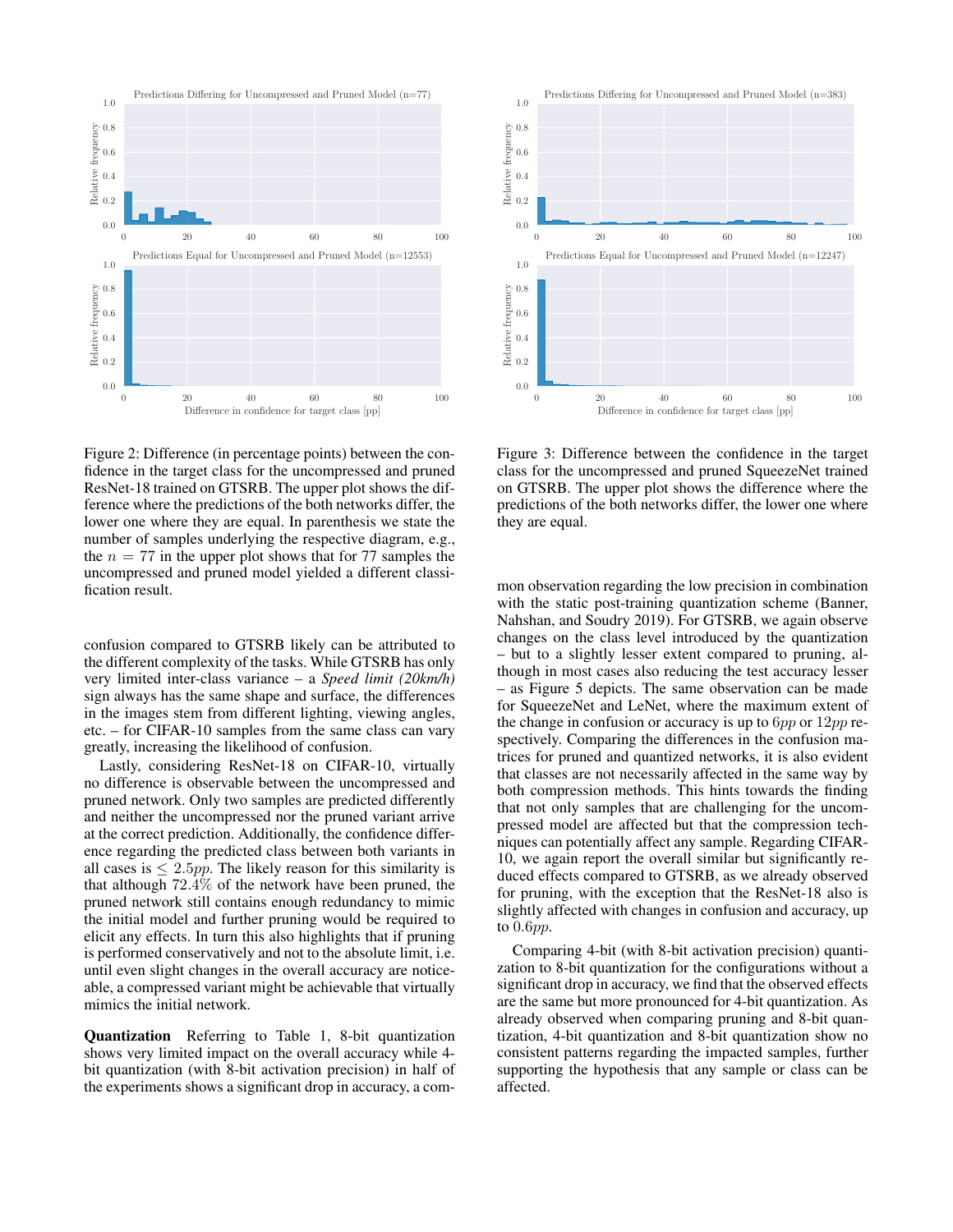Predictions Differing for Uncompressed and Pruned Model (n=77)

Relative frequency

1.0
0.8
0.6
0.4
0.2
0.0

0 20 40 60 80 100

Predictions Equal for Uncompressed and Pruned Model (n=12553)

Relative frequency

1.0
0.8
0.6
0.4
0.2
0.0

0 20 40 60 80 100

Difference in confidence for target class [pp]

Figure 2: Difference (in percentage points) between the confidence in the target class for the uncompressed and pruned ResNet-18 trained on GTSRB. The upper plot shows the difference where the predictions of the both networks differ, the lower one where they are equal. In parenthesis we state the number of samples underlying the respective diagram, e.g., the $n = 77$ in the upper plot shows that for 77 samples the uncompressed and pruned model yielded a different classification result.

Predictions Differing for Uncompressed and Pruned Model (n=383)

Relative frequency

1.0
0.8
0.6
0.4
0.2
0.0

0 20 40 60 80 100

Predictions Equal for Uncompressed and Pruned Model (n=12247)

Relative frequency

1.0
0.8
0.6
0.4
0.2
0.0

0 20 40 60 80 100

Difference in confidence for target class [pp]

Figure 3: Difference between the confidence in the target class for the uncompressed and pruned SqueezeNet trained on GTSRB. The upper plot shows the difference where the predictions of the both networks differ, the lower one where they are equal.

confusion compared to GTSRB likely can be attributed to the different complexity of the tasks. While GTSRB has only very limited inter-class variance – a *Speed limit (20km/h)* sign always has the same shape and surface, the differences in the images stem from different lighting, viewing angles, etc. – for CIFAR-10 samples from the same class can vary greatly, increasing the likelihood of confusion.

Lastly, considering ResNet-18 on CIFAR-10, virtually no difference is observable between the uncompressed and pruned network. Only two samples are predicted differently and neither the uncompressed nor the pruned variant arrive at the correct prediction. Additionally, the confidence difference regarding the predicted class between both variants in all cases is $\leq 2.5pp$. The likely reason for this similarity is that although $72.4\%$ of the network have been pruned, the pruned network still contains enough redundancy to mimic the initial model and further pruning would be required to elicit any effects. In turn this also highlights that if pruning is performed conservatively and not to the absolute limit, i.e. until even slight changes in the overall accuracy are noticeable, a compressed variant might be achievable that virtually mimics the initial network.

**Quantization** Referring to Table 1, 8-bit quantization shows very limited impact on the overall accuracy while 4-bit quantization (with 8-bit activation precision) in half of the experiments shows a significant drop in accuracy, a common observation regarding the low precision in combination with the static post-training quantization scheme (Banner, Nahshan, and Soudry 2019). For GTSRB, we again observe changes on the class level introduced by the quantization – but to a slightly lesser extent compared to pruning, although in most cases also reducing the test accuracy lesser – as Figure 5 depicts. The same observation can be made for SqueezeNet and LeNet, where the maximum extent of the change in confusion or accuracy is up to $6pp$ or $12pp$ respectively. Comparing the differences in the confusion matrices for pruned and quantized networks, it is also evident that classes are not necessarily affected in the same way by both compression methods. This hints towards the finding that not only samples that are challenging for the uncompressed model are affected but that the compression techniques can potentially affect any sample. Regarding CIFAR-10, we again report the overall similar but significantly reduced effects compared to GTSRB, as we already observed for pruning, with the exception that the ResNet-18 also is slightly affected with changes in confusion and accuracy, up to $0.6pp$.

Comparing 4-bit (with 8-bit activation precision) quantization to 8-bit quantization for the configurations without a significant drop in accuracy, we find that the observed effects are the same but more pronounced for 4-bit quantization. As already observed when comparing pruning and 8-bit quantization, 4-bit quantization and 8-bit quantization show no consistent patterns regarding the impacted samples, further supporting the hypothesis that any sample or class can be affected.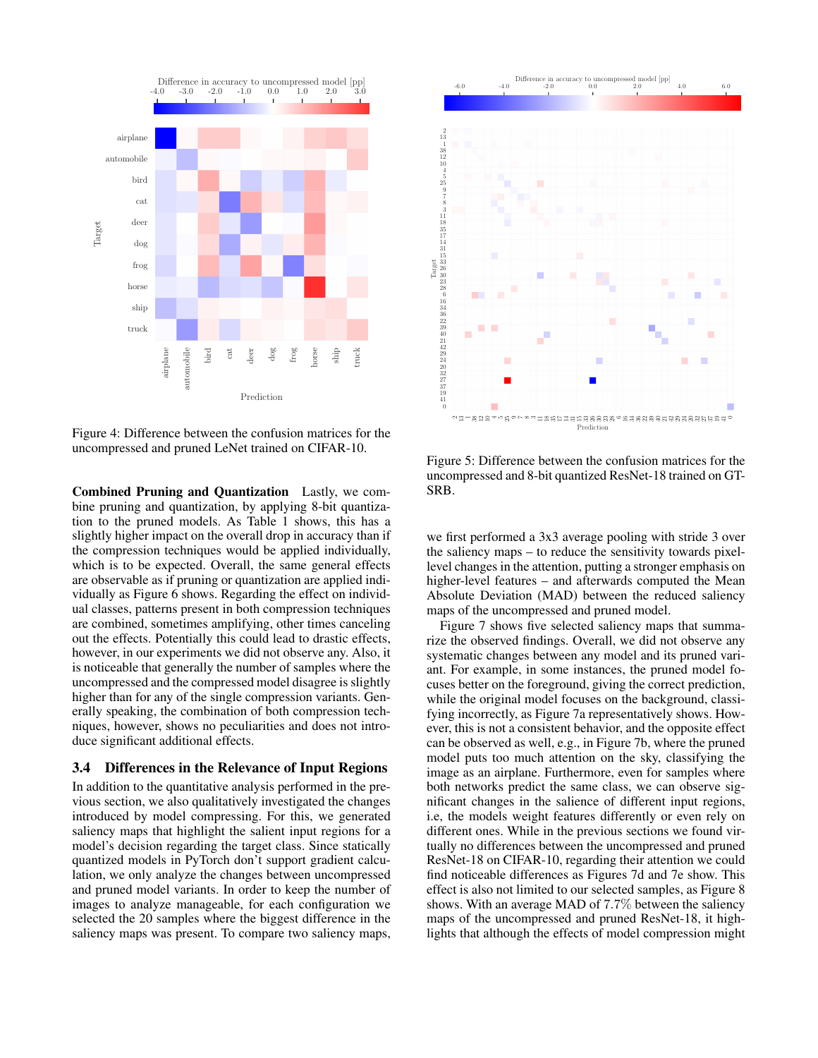Difference in accuracy to uncompressed model [pp]

-4.0 -3.0 -2.0 -1.0 0.0 1.0 2.0 3.0

airplane
automobile
bird
cat
deer
dog
frog
horse
ship
truck

Target

airplane automobile bird cat deer dog frog horse ship truck

Prediction

Figure 4: Difference between the confusion matrices for the uncompressed and pruned LeNet trained on CIFAR-10.

Difference in accuracy to uncompressed model [pp]

-6.0 -4.0 -2.0 0.0 2.0 4.0 6.0

Target

Prediction

Figure 5: Difference between the confusion matrices for the uncompressed and 8-bit quantized ResNet-18 trained on GT-SRB.

**Combined Pruning and Quantization** Lastly, we combine pruning and quantization, by applying 8-bit quantization to the pruned models. As Table 1 shows, this has a slightly higher impact on the overall drop in accuracy than if the compression techniques would be applied individually, which is to be expected. Overall, the same general effects are observable as if pruning or quantization are applied individually as Figure 6 shows. Regarding the effect on individual classes, patterns present in both compression techniques are combined, sometimes amplifying, other times canceling out the effects. Potentially this could lead to drastic effects, however, in our experiments we did not observe any. Also, it is noticeable that generally the number of samples where the uncompressed and the compressed model disagree is slightly higher than for any of the single compression variants. Generally speaking, the combination of both compression techniques, however, shows no peculiarities and does not introduce significant additional effects.

### 3.4 Differences in the Relevance of Input Regions

In addition to the quantitative analysis performed in the previous section, we also qualitatively investigated the changes introduced by model compressing. For this, we generated saliency maps that highlight the salient input regions for a model's decision regarding the target class. Since statically quantized models in PyTorch don't support gradient calculation, we only analyze the changes between uncompressed and pruned model variants. In order to keep the number of images to analyze manageable, for each configuration we selected the 20 samples where the biggest difference in the saliency maps was present. To compare two saliency maps, we first performed a 3x3 average pooling with stride 3 over the saliency maps – to reduce the sensitivity towards pixel-level changes in the attention, putting a stronger emphasis on higher-level features – and afterwards computed the Mean Absolute Deviation (MAD) between the reduced saliency maps of the uncompressed and pruned model.

Figure 7 shows five selected saliency maps that summarize the observed findings. Overall, we did not observe any systematic changes between any model and its pruned variant. For example, in some instances, the pruned model focuses better on the foreground, giving the correct prediction, while the original model focuses on the background, classifying incorrectly, as Figure 7a representatively shows. However, this is not a consistent behavior, and the opposite effect can be observed as well, e.g., in Figure 7b, where the pruned model puts too much attention on the sky, classifying the image as an airplane. Furthermore, even for samples where both networks predict the same class, we can observe significant changes in the salience of different input regions, i.e, the models weight features differently or even rely on different ones. While in the previous sections we found virtually no differences between the uncompressed and pruned ResNet-18 on CIFAR-10, regarding their attention we could find noticeable differences as Figures 7d and 7e show. This effect is also not limited to our selected samples, as Figure 8 shows. With an average MAD of 7.7% between the saliency maps of the uncompressed and pruned ResNet-18, it highlights that although the effects of model compression might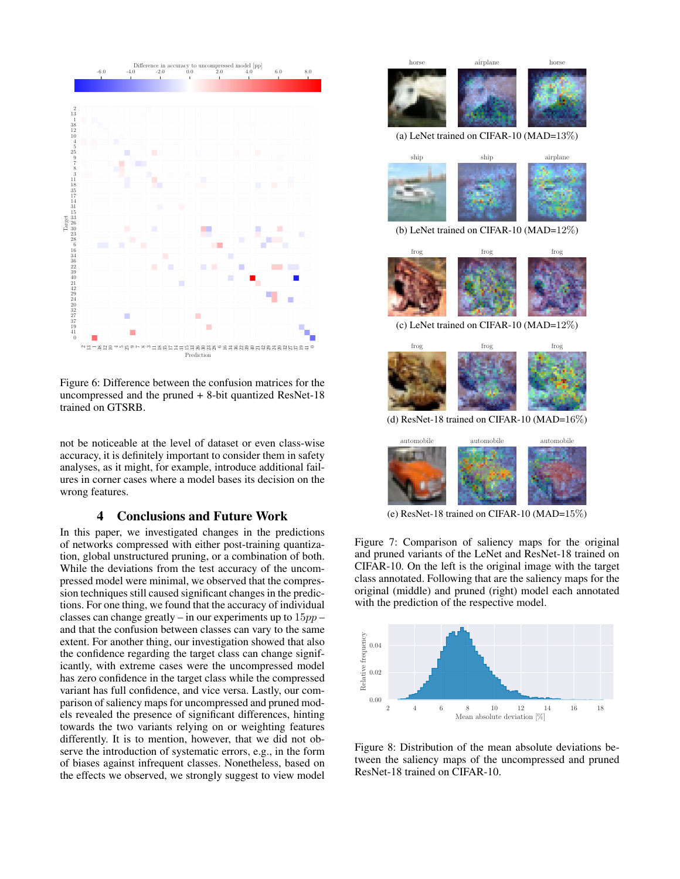Difference in accuracy to uncompressed model [pp]

-6.0 -4.0 -2.0 0.0 2.0 4.0 6.0 8.0

Target

Prediction

Figure 6: Difference between the confusion matrices for the uncompressed and the pruned + 8-bit quantized ResNet-18 trained on GTSRB.

not be noticeable at the level of dataset or even class-wise accuracy, it is definitely important to consider them in safety analyses, as it might, for example, introduce additional failures in corner cases where a model bases its decision on the wrong features.

## 4 Conclusions and Future Work

In this paper, we investigated changes in the predictions of networks compressed with either post-training quantization, global unstructured pruning, or a combination of both. While the deviations from the test accuracy of the uncompressed model were minimal, we observed that the compression techniques still caused significant changes in the predictions. For one thing, we found that the accuracy of individual classes can change greatly – in our experiments up to $15pp$ – and that the confusion between classes can vary to the same extent. For another thing, our investigation showed that also the confidence regarding the target class can change significantly, with extreme cases were the uncompressed model has zero confidence in the target class while the compressed variant has full confidence, and vice versa. Lastly, our comparison of saliency maps for uncompressed and pruned models revealed the presence of significant differences, hinting towards the two variants relying on or weighting features differently. It is to mention, however, that we did not observe the introduction of systematic errors, e.g., in the form of biases against infrequent classes. Nonetheless, based on the effects we observed, we strongly suggest to view model

horse airplane horse

(a) LeNet trained on CIFAR-10 (MAD=13%)

ship ship airplane

(b) LeNet trained on CIFAR-10 (MAD=12%)

frog frog frog

(c) LeNet trained on CIFAR-10 (MAD=12%)

frog frog frog

(d) ResNet-18 trained on CIFAR-10 (MAD=16%)

automobile automobile automobile

(e) ResNet-18 trained on CIFAR-10 (MAD=15%)

Figure 7: Comparison of saliency maps for the original and pruned variants of the LeNet and ResNet-18 trained on CIFAR-10. On the left is the original image with the target class annotated. Following that are the saliency maps for the original (middle) and pruned (right) model each annotated with the prediction of the respective model.

Relative frequency

0.00 0.02 0.04

2 4 6 8 10 12 14 16 18

Mean absolute deviation [%]

Figure 8: Distribution of the mean absolute deviations between the saliency maps of the uncompressed and pruned ResNet-18 trained on CIFAR-10.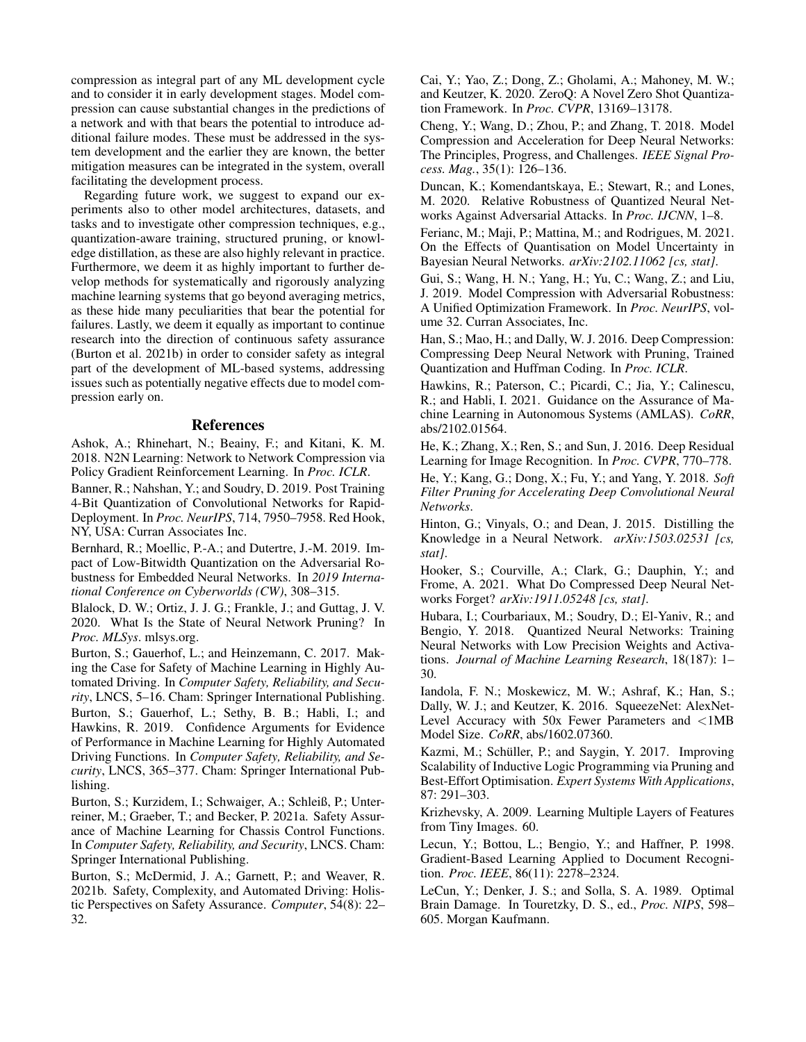compression as integral part of any ML development cycle and to consider it in early development stages. Model compression can cause substantial changes in the predictions of a network and with that bears the potential to introduce additional failure modes. These must be addressed in the system development and the earlier they are known, the better mitigation measures can be integrated in the system, overall facilitating the development process.

Regarding future work, we suggest to expand our experiments also to other model architectures, datasets, and tasks and to investigate other compression techniques, e.g., quantization-aware training, structured pruning, or knowledge distillation, as these are also highly relevant in practice. Furthermore, we deem it as highly important to further develop methods for systematically and rigorously analyzing machine learning systems that go beyond averaging metrics, as these hide many peculiarities that bear the potential for failures. Lastly, we deem it equally as important to continue research into the direction of continuous safety assurance (Burton et al. 2021b) in order to consider safety as integral part of the development of ML-based systems, addressing issues such as potentially negative effects due to model compression early on.

## References

Ashok, A.; Rhinehart, N.; Beainy, F.; and Kitani, K. M. 2018. N2N Learning: Network to Network Compression via Policy Gradient Reinforcement Learning. In *Proc. ICLR*.

Banner, R.; Nahshan, Y.; and Soudry, D. 2019. Post Training 4-Bit Quantization of Convolutional Networks for Rapid-Deployment. In *Proc. NeurIPS*, 714, 7950–7958. Red Hook, NY, USA: Curran Associates Inc.

Bernhard, R.; Moellic, P.-A.; and Dutertre, J.-M. 2019. Impact of Low-Bitwidth Quantization on the Adversarial Robustness for Embedded Neural Networks. In *2019 International Conference on Cyberworlds (CW)*, 308–315.

Blalock, D. W.; Ortiz, J. J. G.; Frankle, J.; and Guttag, J. V. 2020. What Is the State of Neural Network Pruning? In *Proc. MLSys*. mlsys.org.

Burton, S.; Gauerhof, L.; and Heinzemann, C. 2017. Making the Case for Safety of Machine Learning in Highly Automated Driving. In *Computer Safety, Reliability, and Security*, LNCS, 5–16. Cham: Springer International Publishing.

Burton, S.; Gauerhof, L.; Sethy, B. B.; Habli, I.; and Hawkins, R. 2019. Confidence Arguments for Evidence of Performance in Machine Learning for Highly Automated Driving Functions. In *Computer Safety, Reliability, and Security*, LNCS, 365–377. Cham: Springer International Publishing.

Burton, S.; Kurzidem, I.; Schwaiger, A.; Schleiß, P.; Unterreiner, M.; Graeber, T.; and Becker, P. 2021a. Safety Assurance of Machine Learning for Chassis Control Functions. In *Computer Safety, Reliability, and Security*, LNCS. Cham: Springer International Publishing.

Burton, S.; McDermid, J. A.; Garnett, P.; and Weaver, R. 2021b. Safety, Complexity, and Automated Driving: Holistic Perspectives on Safety Assurance. *Computer*, 54(8): 22–32.

Cai, Y.; Yao, Z.; Dong, Z.; Gholami, A.; Mahoney, M. W.; and Keutzer, K. 2020. ZeroQ: A Novel Zero Shot Quantization Framework. In *Proc. CVPR*, 13169–13178.

Cheng, Y.; Wang, D.; Zhou, P.; and Zhang, T. 2018. Model Compression and Acceleration for Deep Neural Networks: The Principles, Progress, and Challenges. *IEEE Signal Process. Mag.*, 35(1): 126–136.

Duncan, K.; Komendantskaya, E.; Stewart, R.; and Lones, M. 2020. Relative Robustness of Quantized Neural Networks Against Adversarial Attacks. In *Proc. IJCNN*, 1–8.

Ferianc, M.; Maji, P.; Mattina, M.; and Rodrigues, M. 2021. On the Effects of Quantisation on Model Uncertainty in Bayesian Neural Networks. *arXiv:2102.11062 [cs, stat]*.

Gui, S.; Wang, H. N.; Yang, H.; Yu, C.; Wang, Z.; and Liu, J. 2019. Model Compression with Adversarial Robustness: A Unified Optimization Framework. In *Proc. NeurIPS*, volume 32. Curran Associates, Inc.

Han, S.; Mao, H.; and Dally, W. J. 2016. Deep Compression: Compressing Deep Neural Network with Pruning, Trained Quantization and Huffman Coding. In *Proc. ICLR*.

Hawkins, R.; Paterson, C.; Picardi, C.; Jia, Y.; Calinescu, R.; and Habli, I. 2021. Guidance on the Assurance of Machine Learning in Autonomous Systems (AMLAS). *CoRR*, abs/2102.01564.

He, K.; Zhang, X.; Ren, S.; and Sun, J. 2016. Deep Residual Learning for Image Recognition. In *Proc. CVPR*, 770–778.

He, Y.; Kang, G.; Dong, X.; Fu, Y.; and Yang, Y. 2018. *Soft Filter Pruning for Accelerating Deep Convolutional Neural Networks*.

Hinton, G.; Vinyals, O.; and Dean, J. 2015. Distilling the Knowledge in a Neural Network. *arXiv:1503.02531 [cs, stat]*.

Hooker, S.; Courville, A.; Clark, G.; Dauphin, Y.; and Frome, A. 2021. What Do Compressed Deep Neural Networks Forget? *arXiv:1911.05248 [cs, stat]*.

Hubara, I.; Courbariaux, M.; Soudry, D.; El-Yaniv, R.; and Bengio, Y. 2018. Quantized Neural Networks: Training Neural Networks with Low Precision Weights and Activations. *Journal of Machine Learning Research*, 18(187): 1–30.

Iandola, F. N.; Moskewicz, M. W.; Ashraf, K.; Han, S.; Dally, W. J.; and Keutzer, K. 2016. SqueezeNet: AlexNet-Level Accuracy with 50x Fewer Parameters and <1MB Model Size. *CoRR*, abs/1602.07360.

Kazmi, M.; Schüller, P.; and Saygin, Y. 2017. Improving Scalability of Inductive Logic Programming via Pruning and Best-Effort Optimisation. *Expert Systems With Applications*, 87: 291–303.

Krizhevsky, A. 2009. Learning Multiple Layers of Features from Tiny Images. 60.

Lecun, Y.; Bottou, L.; Bengio, Y.; and Haffner, P. 1998. Gradient-Based Learning Applied to Document Recognition. *Proc. IEEE*, 86(11): 2278–2324.

LeCun, Y.; Denker, J. S.; and Solla, S. A. 1989. Optimal Brain Damage. In Touretzky, D. S., ed., *Proc. NIPS*, 598–605. Morgan Kaufmann.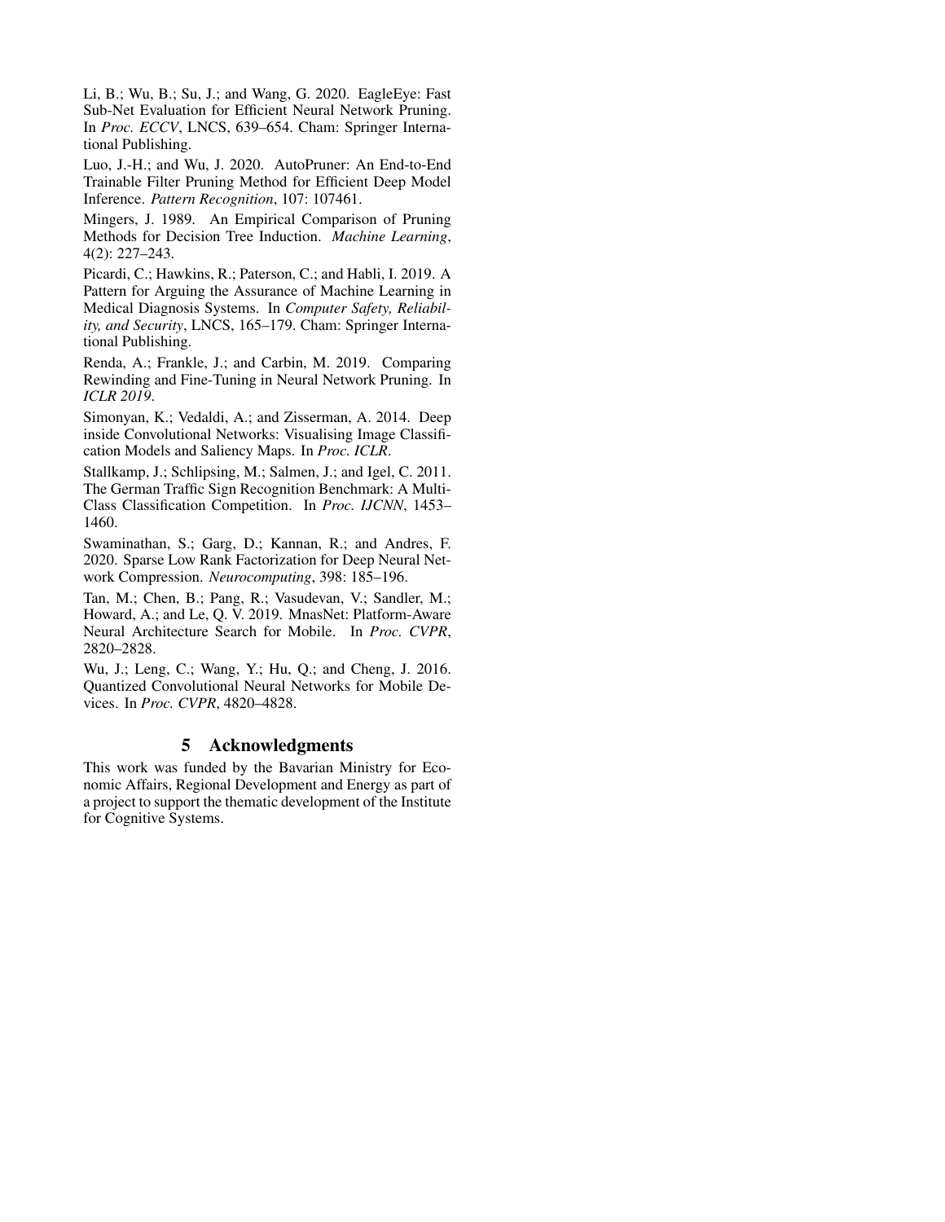Li, B.; Wu, B.; Su, J.; and Wang, G. 2020. EagleEye: Fast Sub-Net Evaluation for Efficient Neural Network Pruning. In *Proc. ECCV*, LNCS, 639–654. Cham: Springer International Publishing.

Luo, J.-H.; and Wu, J. 2020. AutoPruner: An End-to-End Trainable Filter Pruning Method for Efficient Deep Model Inference. *Pattern Recognition*, 107: 107461.

Mingers, J. 1989. An Empirical Comparison of Pruning Methods for Decision Tree Induction. *Machine Learning*, 4(2): 227–243.

Picardi, C.; Hawkins, R.; Paterson, C.; and Habli, I. 2019. A Pattern for Arguing the Assurance of Machine Learning in Medical Diagnosis Systems. In *Computer Safety, Reliability, and Security*, LNCS, 165–179. Cham: Springer International Publishing.

Renda, A.; Frankle, J.; and Carbin, M. 2019. Comparing Rewinding and Fine-Tuning in Neural Network Pruning. In *ICLR 2019*.

Simonyan, K.; Vedaldi, A.; and Zisserman, A. 2014. Deep inside Convolutional Networks: Visualising Image Classification Models and Saliency Maps. In *Proc. ICLR*.

Stallkamp, J.; Schlipsing, M.; Salmen, J.; and Igel, C. 2011. The German Traffic Sign Recognition Benchmark: A Multi-Class Classification Competition. In *Proc. IJCNN*, 1453–1460.

Swaminathan, S.; Garg, D.; Kannan, R.; and Andres, F. 2020. Sparse Low Rank Factorization for Deep Neural Network Compression. *Neurocomputing*, 398: 185–196.

Tan, M.; Chen, B.; Pang, R.; Vasudevan, V.; Sandler, M.; Howard, A.; and Le, Q. V. 2019. MnasNet: Platform-Aware Neural Architecture Search for Mobile. In *Proc. CVPR*, 2820–2828.

Wu, J.; Leng, C.; Wang, Y.; Hu, Q.; and Cheng, J. 2016. Quantized Convolutional Neural Networks for Mobile Devices. In *Proc. CVPR*, 4820–4828.

## 5 Acknowledgments

This work was funded by the Bavarian Ministry for Economic Affairs, Regional Development and Energy as part of a project to support the thematic development of the Institute for Cognitive Systems.